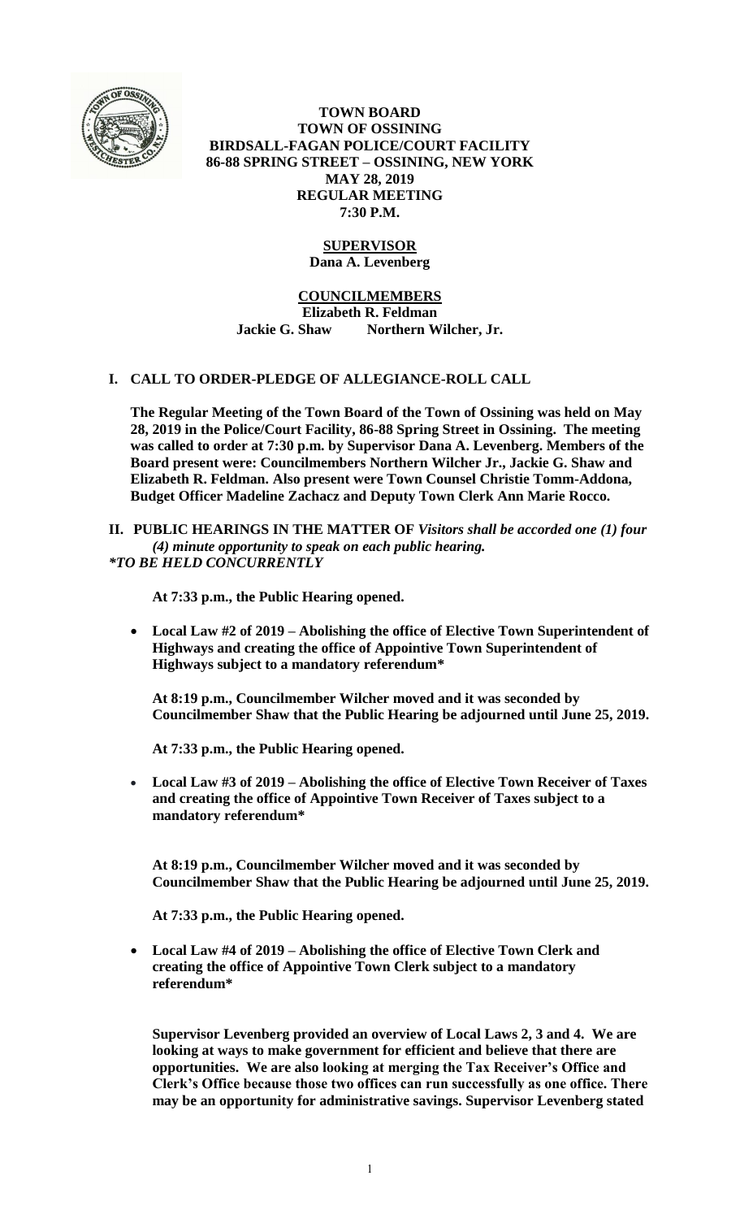**TOWN BOARD**
**TOWN OF OSSINING**
**BIRDSALL-FAGAN POLICE/COURT FACILITY**
**86-88 SPRING STREET – OSSINING, NEW YORK**
**MAY 28, 2019**
**REGULAR MEETING**
**7:30 P.M.**

**SUPERVISOR**
**Dana A. Levenberg**

**COUNCILMEMBERS**
**Elizabeth R. Feldman**
**Jackie G. Shaw Northern Wilcher, Jr.**

## I. CALL TO ORDER-PLEDGE OF ALLEGIANCE-ROLL CALL

**The Regular Meeting of the Town Board of the Town of Ossining was held on May 28, 2019 in the Police/Court Facility, 86-88 Spring Street in Ossining. The meeting was called to order at 7:30 p.m. by Supervisor Dana A. Levenberg. Members of the Board present were: Councilmembers Northern Wilcher Jr., Jackie G. Shaw and Elizabeth R. Feldman. Also present were Town Counsel Christie Tomm-Addona, Budget Officer Madeline Zachacz and Deputy Town Clerk Ann Marie Rocco.**

## II. PUBLIC HEARINGS IN THE MATTER OF *Visitors shall be accorded one (1) four (4) minute opportunity to speak on each public hearing.*
***\*TO BE HELD CONCURRENTLY***

**At 7:33 p.m., the Public Hearing opened.**

- **Local Law #2 of 2019 – Abolishing the office of Elective Town Superintendent of Highways and creating the office of Appointive Town Superintendent of Highways subject to a mandatory referendum\***

**At 8:19 p.m., Councilmember Wilcher moved and it was seconded by Councilmember Shaw that the Public Hearing be adjourned until June 25, 2019.**

**At 7:33 p.m., the Public Hearing opened.**

- **Local Law #3 of 2019 – Abolishing the office of Elective Town Receiver of Taxes and creating the office of Appointive Town Receiver of Taxes subject to a mandatory referendum\***

**At 8:19 p.m., Councilmember Wilcher moved and it was seconded by Councilmember Shaw that the Public Hearing be adjourned until June 25, 2019.**

**At 7:33 p.m., the Public Hearing opened.**

- **Local Law #4 of 2019 – Abolishing the office of Elective Town Clerk and creating the office of Appointive Town Clerk subject to a mandatory referendum\***

**Supervisor Levenberg provided an overview of Local Laws 2, 3 and 4. We are looking at ways to make government for efficient and believe that there are opportunities. We are also looking at merging the Tax Receiver's Office and Clerk's Office because those two offices can run successfully as one office. There may be an opportunity for administrative savings. Supervisor Levenberg stated**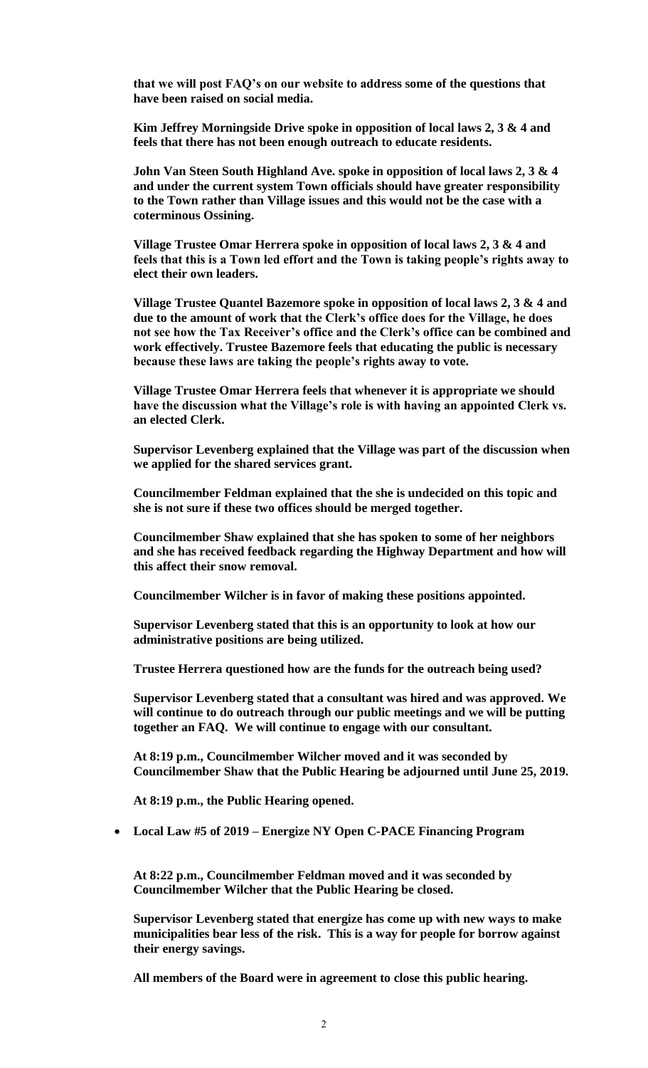**that we will post FAQ's on our website to address some of the questions that have been raised on social media.**

**Kim Jeffrey Morningside Drive spoke in opposition of local laws 2, 3 & 4 and feels that there has not been enough outreach to educate residents.**

**John Van Steen South Highland Ave. spoke in opposition of local laws 2, 3 & 4 and under the current system Town officials should have greater responsibility to the Town rather than Village issues and this would not be the case with a coterminous Ossining.**

**Village Trustee Omar Herrera spoke in opposition of local laws 2, 3 & 4 and feels that this is a Town led effort and the Town is taking people's rights away to elect their own leaders.**

**Village Trustee Quantel Bazemore spoke in opposition of local laws 2, 3 & 4 and due to the amount of work that the Clerk's office does for the Village, he does not see how the Tax Receiver's office and the Clerk's office can be combined and work effectively. Trustee Bazemore feels that educating the public is necessary because these laws are taking the people's rights away to vote.**

**Village Trustee Omar Herrera feels that whenever it is appropriate we should have the discussion what the Village's role is with having an appointed Clerk vs. an elected Clerk.**

**Supervisor Levenberg explained that the Village was part of the discussion when we applied for the shared services grant.**

**Councilmember Feldman explained that the she is undecided on this topic and she is not sure if these two offices should be merged together.**

**Councilmember Shaw explained that she has spoken to some of her neighbors and she has received feedback regarding the Highway Department and how will this affect their snow removal.**

**Councilmember Wilcher is in favor of making these positions appointed.**

**Supervisor Levenberg stated that this is an opportunity to look at how our administrative positions are being utilized.**

**Trustee Herrera questioned how are the funds for the outreach being used?**

**Supervisor Levenberg stated that a consultant was hired and was approved. We will continue to do outreach through our public meetings and we will be putting together an FAQ. We will continue to engage with our consultant.**

**At 8:19 p.m., Councilmember Wilcher moved and it was seconded by Councilmember Shaw that the Public Hearing be adjourned until June 25, 2019.**

**At 8:19 p.m., the Public Hearing opened.**

- **Local Law #5 of 2019 – Energize NY Open C-PACE Financing Program**

**At 8:22 p.m., Councilmember Feldman moved and it was seconded by Councilmember Wilcher that the Public Hearing be closed.**

**Supervisor Levenberg stated that energize has come up with new ways to make municipalities bear less of the risk. This is a way for people for borrow against their energy savings.**

**All members of the Board were in agreement to close this public hearing.**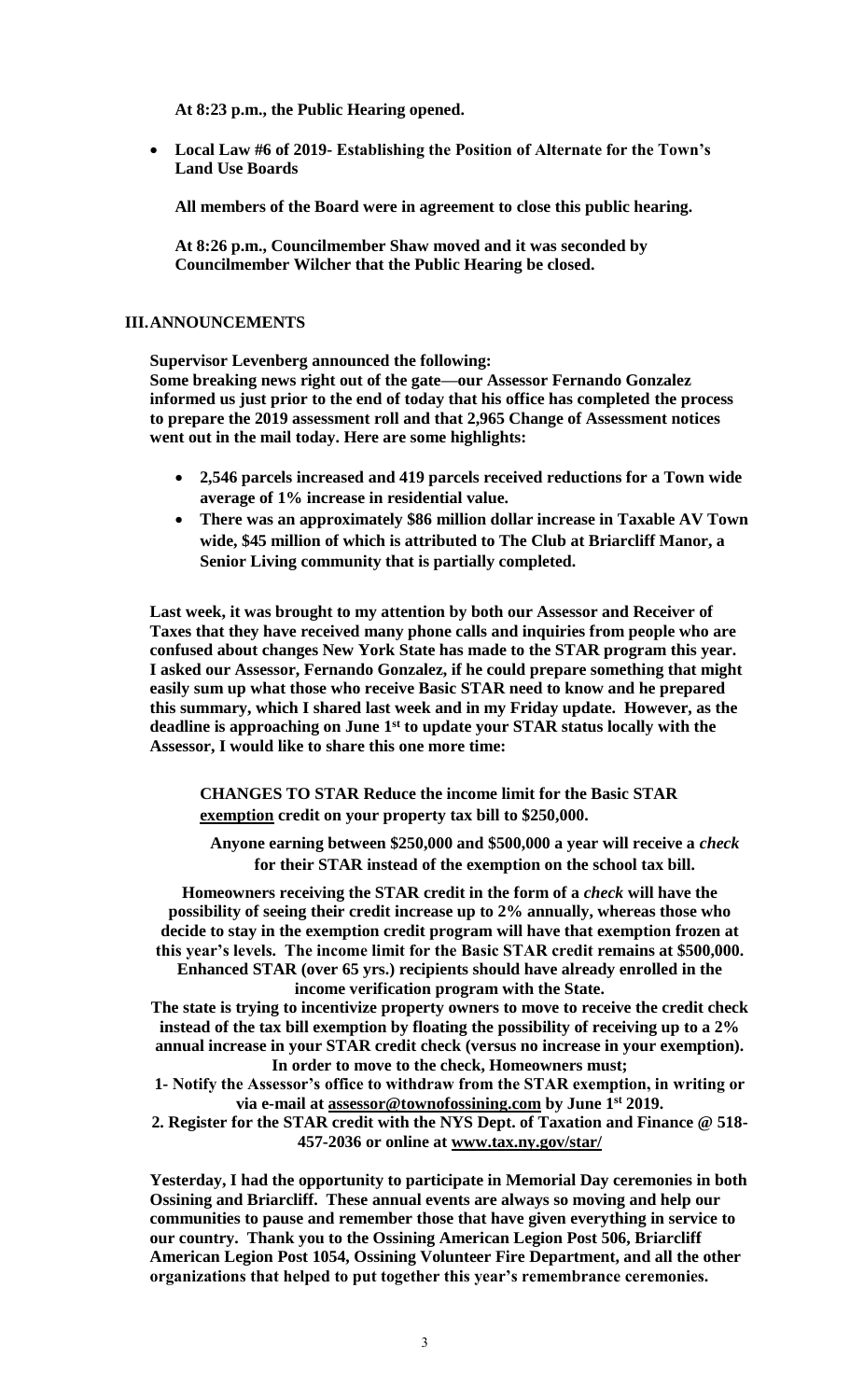**At 8:23 p.m., the Public Hearing opened.**

- **Local Law #6 of 2019- Establishing the Position of Alternate for the Town's Land Use Boards**

**All members of the Board were in agreement to close this public hearing.**

**At 8:26 p.m., Councilmember Shaw moved and it was seconded by Councilmember Wilcher that the Public Hearing be closed.**

## III. ANNOUNCEMENTS

**Supervisor Levenberg announced the following:**
**Some breaking news right out of the gate—our Assessor Fernando Gonzalez informed us just prior to the end of today that his office has completed the process to prepare the 2019 assessment roll and that 2,965 Change of Assessment notices went out in the mail today. Here are some highlights:**

- **2,546 parcels increased and 419 parcels received reductions for a Town wide average of 1% increase in residential value.**
- **There was an approximately $86 million dollar increase in Taxable AV Town wide, $45 million of which is attributed to The Club at Briarcliff Manor, a Senior Living community that is partially completed.**

**Last week, it was brought to my attention by both our Assessor and Receiver of Taxes that they have received many phone calls and inquiries from people who are confused about changes New York State has made to the STAR program this year. I asked our Assessor, Fernando Gonzalez, if he could prepare something that might easily sum up what those who receive Basic STAR need to know and he prepared this summary, which I shared last week and in my Friday update. However, as the deadline is approaching on June 1st to update your STAR status locally with the Assessor, I would like to share this one more time:**

**CHANGES TO STAR Reduce the income limit for the Basic STAR exemption credit on your property tax bill to $250,000.**

**Anyone earning between $250,000 and $500,000 a year will receive a *check* for their STAR instead of the exemption on the school tax bill.**

**Homeowners receiving the STAR credit in the form of a *check* will have the possibility of seeing their credit increase up to 2% annually, whereas those who decide to stay in the exemption credit program will have that exemption frozen at this year's levels. The income limit for the Basic STAR credit remains at $500,000. Enhanced STAR (over 65 yrs.) recipients should have already enrolled in the income verification program with the State.**

**The state is trying to incentivize property owners to move to receive the credit check instead of the tax bill exemption by floating the possibility of receiving up to a 2% annual increase in your STAR credit check (versus no increase in your exemption). In order to move to the check, Homeowners must;**

**1- Notify the Assessor's office to withdraw from the STAR exemption, in writing or via e-mail at assessor@townofossining.com by June 1st 2019.**

**2. Register for the STAR credit with the NYS Dept. of Taxation and Finance @ 518-457-2036 or online at www.tax.ny.gov/star/**

**Yesterday, I had the opportunity to participate in Memorial Day ceremonies in both Ossining and Briarcliff. These annual events are always so moving and help our communities to pause and remember those that have given everything in service to our country. Thank you to the Ossining American Legion Post 506, Briarcliff American Legion Post 1054, Ossining Volunteer Fire Department, and all the other organizations that helped to put together this year's remembrance ceremonies.**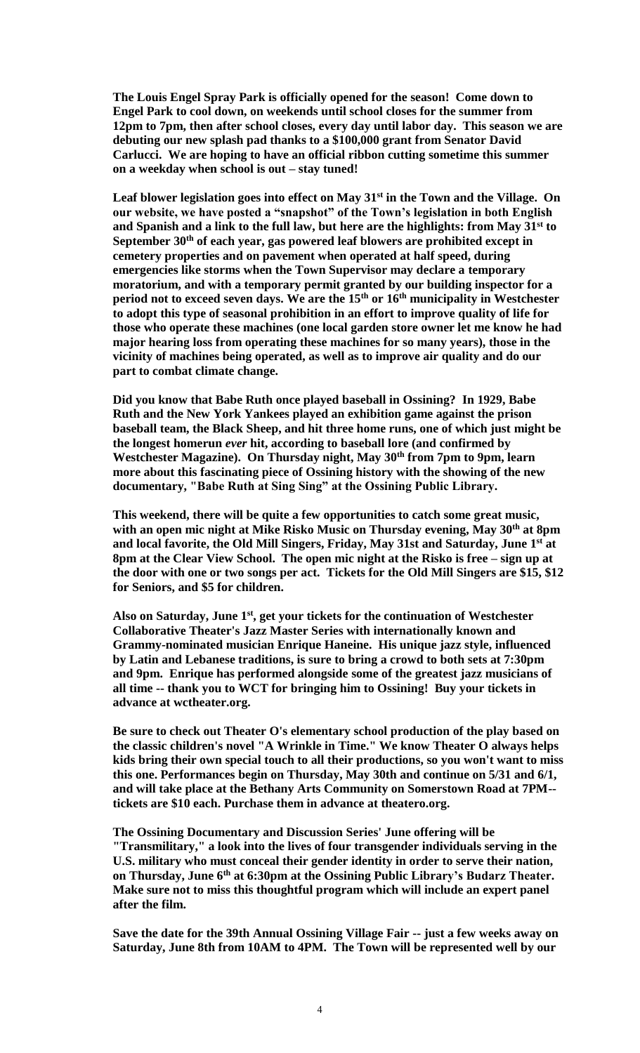**The Louis Engel Spray Park is officially opened for the season! Come down to Engel Park to cool down, on weekends until school closes for the summer from 12pm to 7pm, then after school closes, every day until labor day. This season we are debuting our new splash pad thanks to a $100,000 grant from Senator David Carlucci. We are hoping to have an official ribbon cutting sometime this summer on a weekday when school is out – stay tuned!**

**Leaf blower legislation goes into effect on May 31st in the Town and the Village. On our website, we have posted a "snapshot" of the Town's legislation in both English and Spanish and a link to the full law, but here are the highlights: from May 31st to September 30th of each year, gas powered leaf blowers are prohibited except in cemetery properties and on pavement when operated at half speed, during emergencies like storms when the Town Supervisor may declare a temporary moratorium, and with a temporary permit granted by our building inspector for a period not to exceed seven days. We are the 15th or 16th municipality in Westchester to adopt this type of seasonal prohibition in an effort to improve quality of life for those who operate these machines (one local garden store owner let me know he had major hearing loss from operating these machines for so many years), those in the vicinity of machines being operated, as well as to improve air quality and do our part to combat climate change.**

**Did you know that Babe Ruth once played baseball in Ossining? In 1929, Babe Ruth and the New York Yankees played an exhibition game against the prison baseball team, the Black Sheep, and hit three home runs, one of which just might be the longest homerun *ever* hit, according to baseball lore (and confirmed by Westchester Magazine). On Thursday night, May 30th from 7pm to 9pm, learn more about this fascinating piece of Ossining history with the showing of the new documentary, "Babe Ruth at Sing Sing" at the Ossining Public Library.**

**This weekend, there will be quite a few opportunities to catch some great music, with an open mic night at Mike Risko Music on Thursday evening, May 30th at 8pm and local favorite, the Old Mill Singers, Friday, May 31st and Saturday, June 1st at 8pm at the Clear View School. The open mic night at the Risko is free – sign up at the door with one or two songs per act. Tickets for the Old Mill Singers are $15, $12 for Seniors, and $5 for children.**

**Also on Saturday, June 1st, get your tickets for the continuation of Westchester Collaborative Theater's Jazz Master Series with internationally known and Grammy-nominated musician Enrique Haneine. His unique jazz style, influenced by Latin and Lebanese traditions, is sure to bring a crowd to both sets at 7:30pm and 9pm. Enrique has performed alongside some of the greatest jazz musicians of all time -- thank you to WCT for bringing him to Ossining! Buy your tickets in advance at wctheater.org.**

**Be sure to check out Theater O's elementary school production of the play based on the classic children's novel "A Wrinkle in Time." We know Theater O always helps kids bring their own special touch to all their productions, so you won't want to miss this one. Performances begin on Thursday, May 30th and continue on 5/31 and 6/1, and will take place at the Bethany Arts Community on Somerstown Road at 7PM-- tickets are $10 each. Purchase them in advance at theatero.org.**

**The Ossining Documentary and Discussion Series' June offering will be "Transmilitary," a look into the lives of four transgender individuals serving in the U.S. military who must conceal their gender identity in order to serve their nation, on Thursday, June 6th at 6:30pm at the Ossining Public Library's Budarz Theater. Make sure not to miss this thoughtful program which will include an expert panel after the film.**

**Save the date for the 39th Annual Ossining Village Fair -- just a few weeks away on Saturday, June 8th from 10AM to 4PM. The Town will be represented well by our**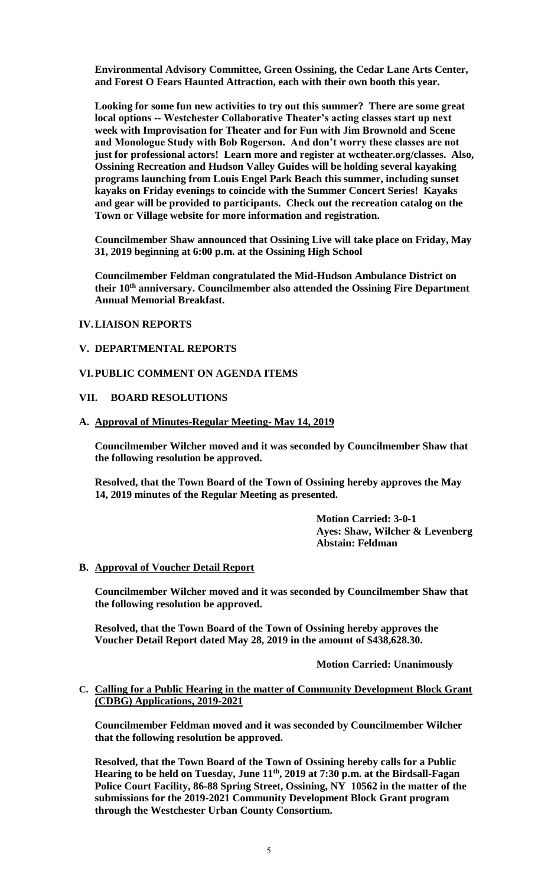**Environmental Advisory Committee, Green Ossining, the Cedar Lane Arts Center, and Forest O Fears Haunted Attraction, each with their own booth this year.**

**Looking for some fun new activities to try out this summer? There are some great local options -- Westchester Collaborative Theater's acting classes start up next week with Improvisation for Theater and for Fun with Jim Brownold and Scene and Monologue Study with Bob Rogerson. And don't worry these classes are not just for professional actors! Learn more and register at wctheater.org/classes. Also, Ossining Recreation and Hudson Valley Guides will be holding several kayaking programs launching from Louis Engel Park Beach this summer, including sunset kayaks on Friday evenings to coincide with the Summer Concert Series! Kayaks and gear will be provided to participants. Check out the recreation catalog on the Town or Village website for more information and registration.**

**Councilmember Shaw announced that Ossining Live will take place on Friday, May 31, 2019 beginning at 6:00 p.m. at the Ossining High School**

**Councilmember Feldman congratulated the Mid-Hudson Ambulance District on their 10th anniversary. Councilmember also attended the Ossining Fire Department Annual Memorial Breakfast.**

## IV. LIAISON REPORTS

## V. DEPARTMENTAL REPORTS

## VI. PUBLIC COMMENT ON AGENDA ITEMS

## VII. BOARD RESOLUTIONS

**A. Approval of Minutes-Regular Meeting- May 14, 2019**

**Councilmember Wilcher moved and it was seconded by Councilmember Shaw that the following resolution be approved.**

**Resolved, that the Town Board of the Town of Ossining hereby approves the May 14, 2019 minutes of the Regular Meeting as presented.**

**Motion Carried: 3-0-1**
**Ayes: Shaw, Wilcher & Levenberg**
**Abstain: Feldman**

**B. Approval of Voucher Detail Report**

**Councilmember Wilcher moved and it was seconded by Councilmember Shaw that the following resolution be approved.**

**Resolved, that the Town Board of the Town of Ossining hereby approves the Voucher Detail Report dated May 28, 2019 in the amount of $438,628.30.**

**Motion Carried: Unanimously**

**C. Calling for a Public Hearing in the matter of Community Development Block Grant (CDBG) Applications, 2019-2021**

**Councilmember Feldman moved and it was seconded by Councilmember Wilcher that the following resolution be approved.**

**Resolved, that the Town Board of the Town of Ossining hereby calls for a Public Hearing to be held on Tuesday, June 11th, 2019 at 7:30 p.m. at the Birdsall-Fagan Police Court Facility, 86-88 Spring Street, Ossining, NY 10562 in the matter of the submissions for the 2019-2021 Community Development Block Grant program through the Westchester Urban County Consortium.**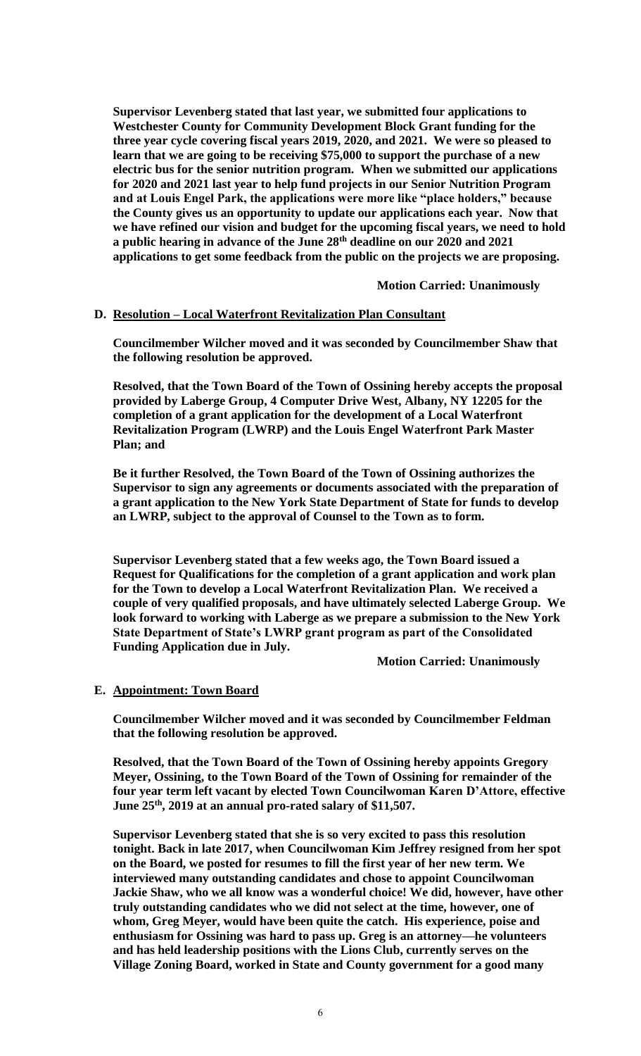**Supervisor Levenberg stated that last year, we submitted four applications to Westchester County for Community Development Block Grant funding for the three year cycle covering fiscal years 2019, 2020, and 2021. We were so pleased to learn that we are going to be receiving $75,000 to support the purchase of a new electric bus for the senior nutrition program. When we submitted our applications for 2020 and 2021 last year to help fund projects in our Senior Nutrition Program and at Louis Engel Park, the applications were more like "place holders," because the County gives us an opportunity to update our applications each year. Now that we have refined our vision and budget for the upcoming fiscal years, we need to hold a public hearing in advance of the June 28th deadline on our 2020 and 2021 applications to get some feedback from the public on the projects we are proposing.**

**Motion Carried: Unanimously**

**D. Resolution – Local Waterfront Revitalization Plan Consultant**

**Councilmember Wilcher moved and it was seconded by Councilmember Shaw that the following resolution be approved.**

**Resolved, that the Town Board of the Town of Ossining hereby accepts the proposal provided by Laberge Group, 4 Computer Drive West, Albany, NY 12205 for the completion of a grant application for the development of a Local Waterfront Revitalization Program (LWRP) and the Louis Engel Waterfront Park Master Plan; and**

**Be it further Resolved, the Town Board of the Town of Ossining authorizes the Supervisor to sign any agreements or documents associated with the preparation of a grant application to the New York State Department of State for funds to develop an LWRP, subject to the approval of Counsel to the Town as to form.**

**Supervisor Levenberg stated that a few weeks ago, the Town Board issued a Request for Qualifications for the completion of a grant application and work plan for the Town to develop a Local Waterfront Revitalization Plan. We received a couple of very qualified proposals, and have ultimately selected Laberge Group. We look forward to working with Laberge as we prepare a submission to the New York State Department of State's LWRP grant program as part of the Consolidated Funding Application due in July.**

**Motion Carried: Unanimously**

**E. Appointment: Town Board**

**Councilmember Wilcher moved and it was seconded by Councilmember Feldman that the following resolution be approved.**

**Resolved, that the Town Board of the Town of Ossining hereby appoints Gregory Meyer, Ossining, to the Town Board of the Town of Ossining for remainder of the four year term left vacant by elected Town Councilwoman Karen D'Attore, effective June 25th, 2019 at an annual pro-rated salary of $11,507.**

**Supervisor Levenberg stated that she is so very excited to pass this resolution tonight. Back in late 2017, when Councilwoman Kim Jeffrey resigned from her spot on the Board, we posted for resumes to fill the first year of her new term. We interviewed many outstanding candidates and chose to appoint Councilwoman Jackie Shaw, who we all know was a wonderful choice! We did, however, have other truly outstanding candidates who we did not select at the time, however, one of whom, Greg Meyer, would have been quite the catch. His experience, poise and enthusiasm for Ossining was hard to pass up. Greg is an attorney—he volunteers and has held leadership positions with the Lions Club, currently serves on the Village Zoning Board, worked in State and County government for a good many**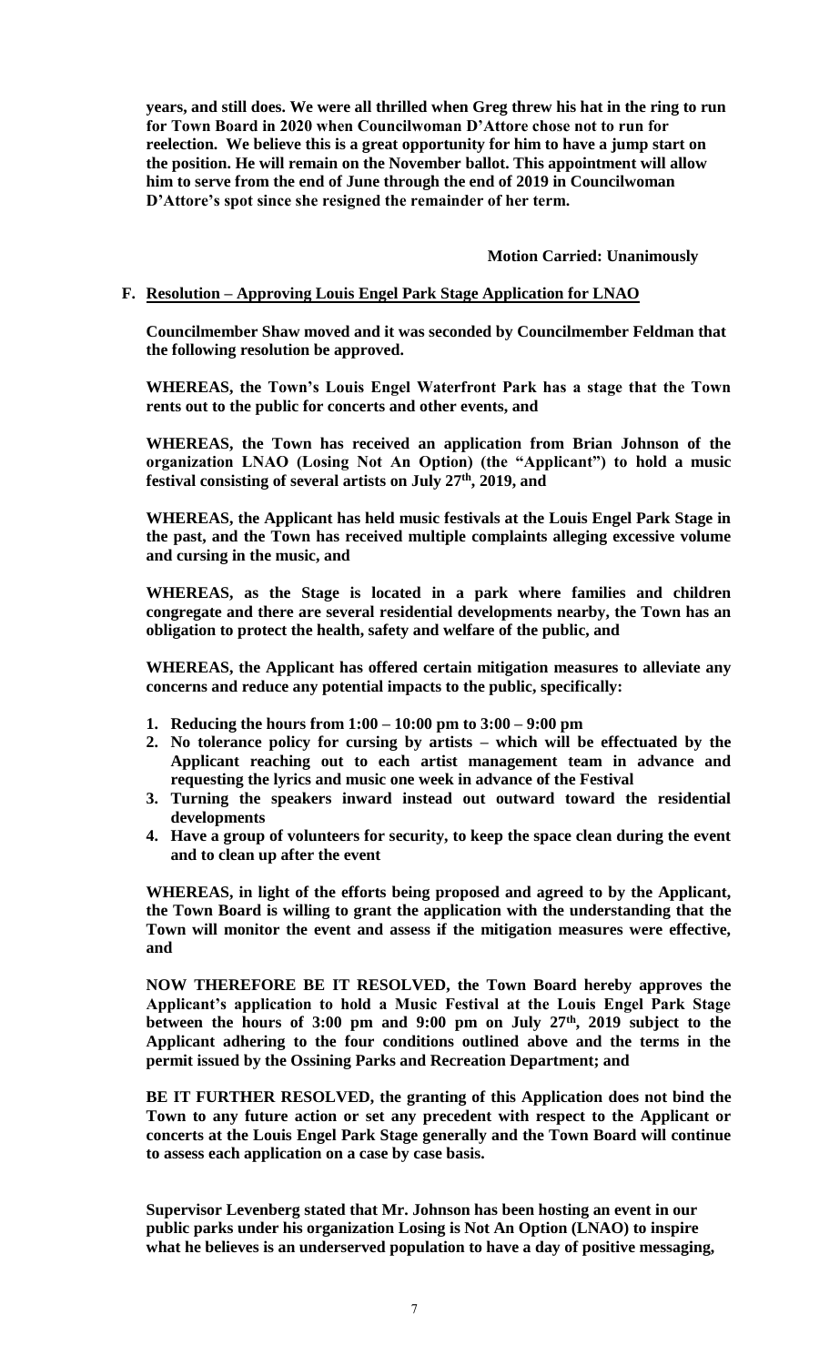**years, and still does. We were all thrilled when Greg threw his hat in the ring to run for Town Board in 2020 when Councilwoman D'Attore chose not to run for reelection. We believe this is a great opportunity for him to have a jump start on the position. He will remain on the November ballot. This appointment will allow him to serve from the end of June through the end of 2019 in Councilwoman D'Attore's spot since she resigned the remainder of her term.**

**Motion Carried: Unanimously**

**F. Resolution – Approving Louis Engel Park Stage Application for LNAO**

**Councilmember Shaw moved and it was seconded by Councilmember Feldman that the following resolution be approved.**

**WHEREAS, the Town's Louis Engel Waterfront Park has a stage that the Town rents out to the public for concerts and other events, and**

**WHEREAS, the Town has received an application from Brian Johnson of the organization LNAO (Losing Not An Option) (the "Applicant") to hold a music festival consisting of several artists on July 27th, 2019, and**

**WHEREAS, the Applicant has held music festivals at the Louis Engel Park Stage in the past, and the Town has received multiple complaints alleging excessive volume and cursing in the music, and**

**WHEREAS, as the Stage is located in a park where families and children congregate and there are several residential developments nearby, the Town has an obligation to protect the health, safety and welfare of the public, and**

**WHEREAS, the Applicant has offered certain mitigation measures to alleviate any concerns and reduce any potential impacts to the public, specifically:**

1. **Reducing the hours from 1:00 – 10:00 pm to 3:00 – 9:00 pm**
2. **No tolerance policy for cursing by artists – which will be effectuated by the Applicant reaching out to each artist management team in advance and requesting the lyrics and music one week in advance of the Festival**
3. **Turning the speakers inward instead out outward toward the residential developments**
4. **Have a group of volunteers for security, to keep the space clean during the event and to clean up after the event**

**WHEREAS, in light of the efforts being proposed and agreed to by the Applicant, the Town Board is willing to grant the application with the understanding that the Town will monitor the event and assess if the mitigation measures were effective, and**

**NOW THEREFORE BE IT RESOLVED, the Town Board hereby approves the Applicant's application to hold a Music Festival at the Louis Engel Park Stage between the hours of 3:00 pm and 9:00 pm on July 27th, 2019 subject to the Applicant adhering to the four conditions outlined above and the terms in the permit issued by the Ossining Parks and Recreation Department; and**

**BE IT FURTHER RESOLVED, the granting of this Application does not bind the Town to any future action or set any precedent with respect to the Applicant or concerts at the Louis Engel Park Stage generally and the Town Board will continue to assess each application on a case by case basis.**

**Supervisor Levenberg stated that Mr. Johnson has been hosting an event in our public parks under his organization Losing is Not An Option (LNAO) to inspire what he believes is an underserved population to have a day of positive messaging,**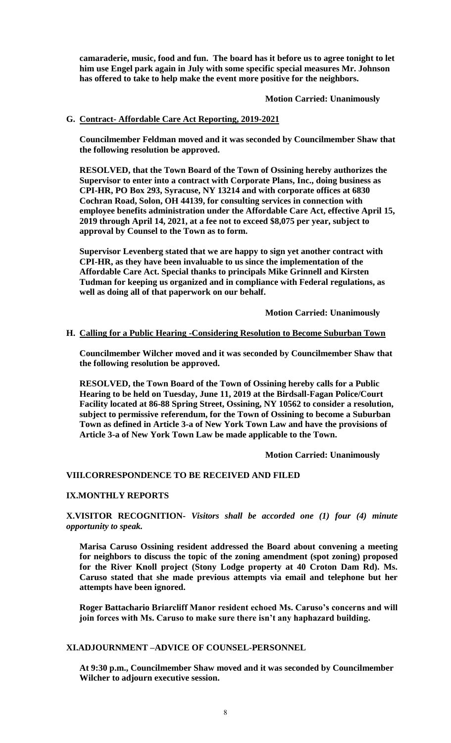**camaraderie, music, food and fun. The board has it before us to agree tonight to let him use Engel park again in July with some specific special measures Mr. Johnson has offered to take to help make the event more positive for the neighbors.**

**Motion Carried: Unanimously**

### G. Contract- Affordable Care Act Reporting, 2019-2021

**Councilmember Feldman moved and it was seconded by Councilmember Shaw that the following resolution be approved.**

**RESOLVED, that the Town Board of the Town of Ossining hereby authorizes the Supervisor to enter into a contract with Corporate Plans, Inc., doing business as CPI-HR, PO Box 293, Syracuse, NY 13214 and with corporate offices at 6830 Cochran Road, Solon, OH 44139, for consulting services in connection with employee benefits administration under the Affordable Care Act, effective April 15, 2019 through April 14, 2021, at a fee not to exceed $8,075 per year, subject to approval by Counsel to the Town as to form.**

**Supervisor Levenberg stated that we are happy to sign yet another contract with CPI-HR, as they have been invaluable to us since the implementation of the Affordable Care Act. Special thanks to principals Mike Grinnell and Kirsten Tudman for keeping us organized and in compliance with Federal regulations, as well as doing all of that paperwork on our behalf.**

**Motion Carried: Unanimously**

### H. Calling for a Public Hearing -Considering Resolution to Become Suburban Town

**Councilmember Wilcher moved and it was seconded by Councilmember Shaw that the following resolution be approved.**

**RESOLVED, the Town Board of the Town of Ossining hereby calls for a Public Hearing to be held on Tuesday, June 11, 2019 at the Birdsall-Fagan Police/Court Facility located at 86-88 Spring Street, Ossining, NY 10562 to consider a resolution, subject to permissive referendum, for the Town of Ossining to become a Suburban Town as defined in Article 3-a of New York Town Law and have the provisions of Article 3-a of New York Town Law be made applicable to the Town.**

**Motion Carried: Unanimously**

## VIII.CORRESPONDENCE TO BE RECEIVED AND FILED

## IX.MONTHLY REPORTS

**X.VISITOR RECOGNITION-** ***Visitors shall be accorded one (1) four (4) minute opportunity to speak.***

**Marisa Caruso Ossining resident addressed the Board about convening a meeting for neighbors to discuss the topic of the zoning amendment (spot zoning) proposed for the River Knoll project (Stony Lodge property at 40 Croton Dam Rd). Ms. Caruso stated that she made previous attempts via email and telephone but her attempts have been ignored.**

**Roger Battachario Briarcliff Manor resident echoed Ms. Caruso's concerns and will join forces with Ms. Caruso to make sure there isn't any haphazard building.**

## XI.ADJOURNMENT –ADVICE OF COUNSEL-PERSONNEL

**At 9:30 p.m., Councilmember Shaw moved and it was seconded by Councilmember Wilcher to adjourn executive session.**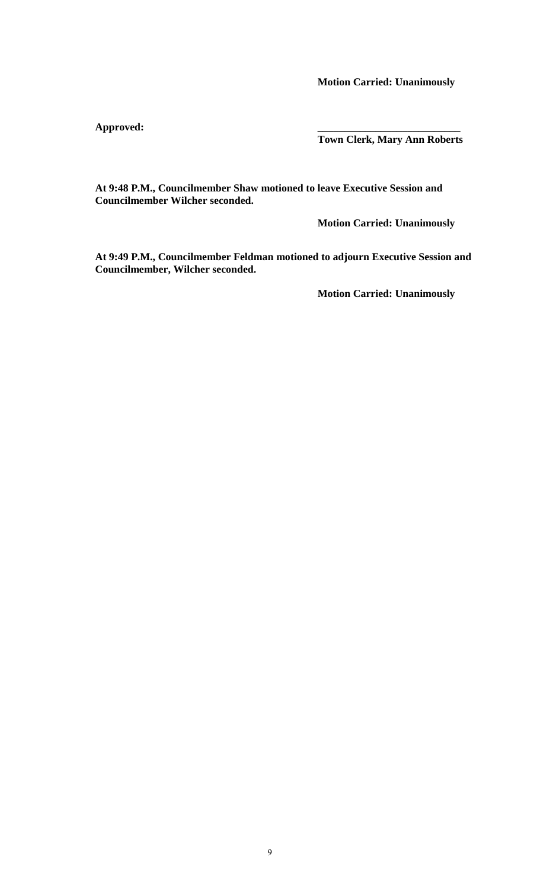**Motion Carried: Unanimously**

**Approved:** \_\_\_\_\_\_\_\_\_\_\_\_\_\_\_\_\_\_\_\_\_\_\_\_\_\_\_

**Town Clerk, Mary Ann Roberts**

**At 9:48 P.M., Councilmember Shaw motioned to leave Executive Session and Councilmember Wilcher seconded.**

**Motion Carried: Unanimously**

**At 9:49 P.M., Councilmember Feldman motioned to adjourn Executive Session and Councilmember, Wilcher seconded.**

**Motion Carried: Unanimously**